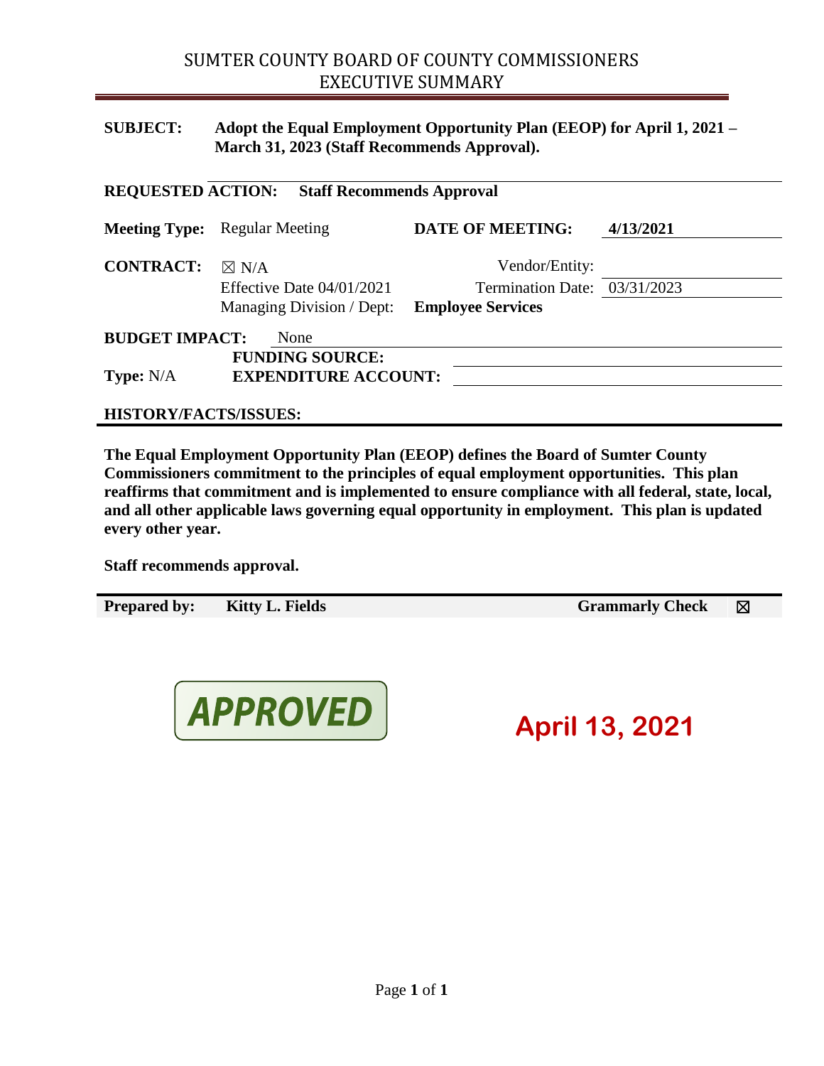# SUMTER COUNTY BOARD OF COUNTY COMMISSIONERS
## EXECUTIVE SUMMARY

**SUBJECT:** **Adopt the Equal Employment Opportunity Plan (EEOP) for April 1, 2021 – March 31, 2023 (Staff Recommends Approval).**

**REQUESTED ACTION:** **Staff Recommends Approval**

**Meeting Type:** Regular Meeting **DATE OF MEETING:** **4/13/2021**

**CONTRACT:** ☒ N/A Vendor/Entity:

Effective Date 04/01/2021 Termination Date: 03/31/2023

Managing Division / Dept: **Employee Services**

**BUDGET IMPACT:** None

**FUNDING SOURCE:**

**Type:** N/A **EXPENDITURE ACCOUNT:**

**HISTORY/FACTS/ISSUES:**

**The Equal Employment Opportunity Plan (EEOP) defines the Board of Sumter County Commissioners commitment to the principles of equal employment opportunities. This plan reaffirms that commitment and is implemented to ensure compliance with all federal, state, local, and all other applicable laws governing equal opportunity in employment. This plan is updated every other year.**

**Staff recommends approval.**

**Prepared by:** **Kitty L. Fields** **Grammarly Check** ☒

**APPROVED** **April 13, 2021**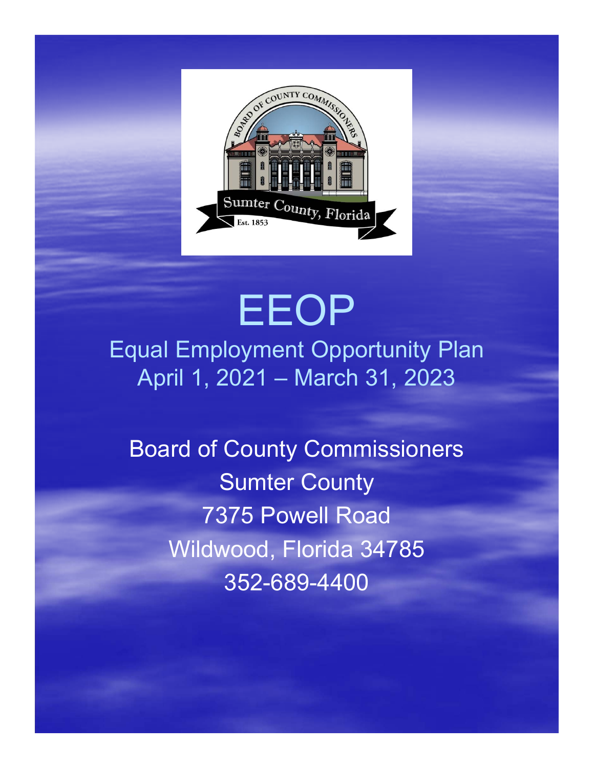# EEOP

## Equal Employment Opportunity Plan
## April 1, 2021 – March 31, 2023

Board of County Commissioners

Sumter County

7375 Powell Road

Wildwood, Florida 34785

352-689-4400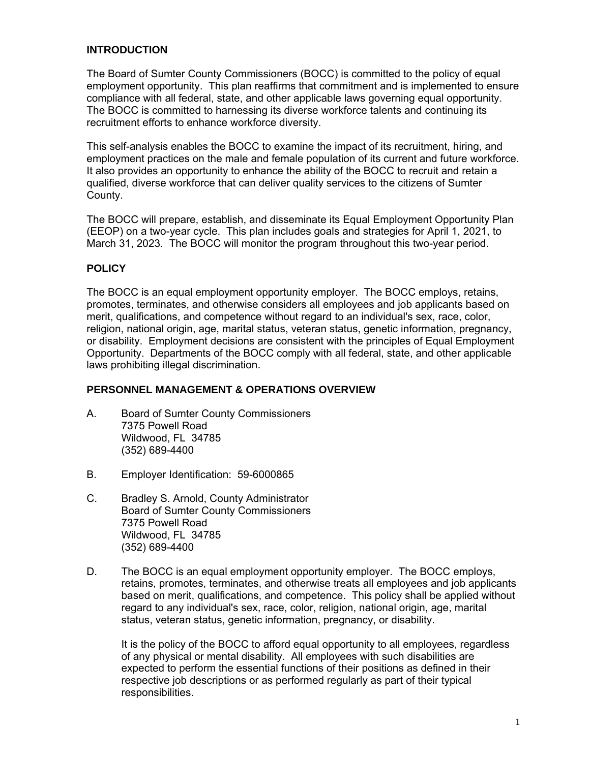## INTRODUCTION

The Board of Sumter County Commissioners (BOCC) is committed to the policy of equal employment opportunity. This plan reaffirms that commitment and is implemented to ensure compliance with all federal, state, and other applicable laws governing equal opportunity. The BOCC is committed to harnessing its diverse workforce talents and continuing its recruitment efforts to enhance workforce diversity.

This self-analysis enables the BOCC to examine the impact of its recruitment, hiring, and employment practices on the male and female population of its current and future workforce. It also provides an opportunity to enhance the ability of the BOCC to recruit and retain a qualified, diverse workforce that can deliver quality services to the citizens of Sumter County.

The BOCC will prepare, establish, and disseminate its Equal Employment Opportunity Plan (EEOP) on a two-year cycle. This plan includes goals and strategies for April 1, 2021, to March 31, 2023. The BOCC will monitor the program throughout this two-year period.

## POLICY

The BOCC is an equal employment opportunity employer. The BOCC employs, retains, promotes, terminates, and otherwise considers all employees and job applicants based on merit, qualifications, and competence without regard to an individual's sex, race, color, religion, national origin, age, marital status, veteran status, genetic information, pregnancy, or disability. Employment decisions are consistent with the principles of Equal Employment Opportunity. Departments of the BOCC comply with all federal, state, and other applicable laws prohibiting illegal discrimination.

## PERSONNEL MANAGEMENT & OPERATIONS OVERVIEW

A. Board of Sumter County Commissioners
   7375 Powell Road
   Wildwood, FL 34785
   (352) 689-4400

B. Employer Identification: 59-6000865

C. Bradley S. Arnold, County Administrator
   Board of Sumter County Commissioners
   7375 Powell Road
   Wildwood, FL 34785
   (352) 689-4400

D. The BOCC is an equal employment opportunity employer. The BOCC employs, retains, promotes, terminates, and otherwise treats all employees and job applicants based on merit, qualifications, and competence. This policy shall be applied without regard to any individual's sex, race, color, religion, national origin, age, marital status, veteran status, genetic information, pregnancy, or disability.

   It is the policy of the BOCC to afford equal opportunity to all employees, regardless of any physical or mental disability. All employees with such disabilities are expected to perform the essential functions of their positions as defined in their respective job descriptions or as performed regularly as part of their typical responsibilities.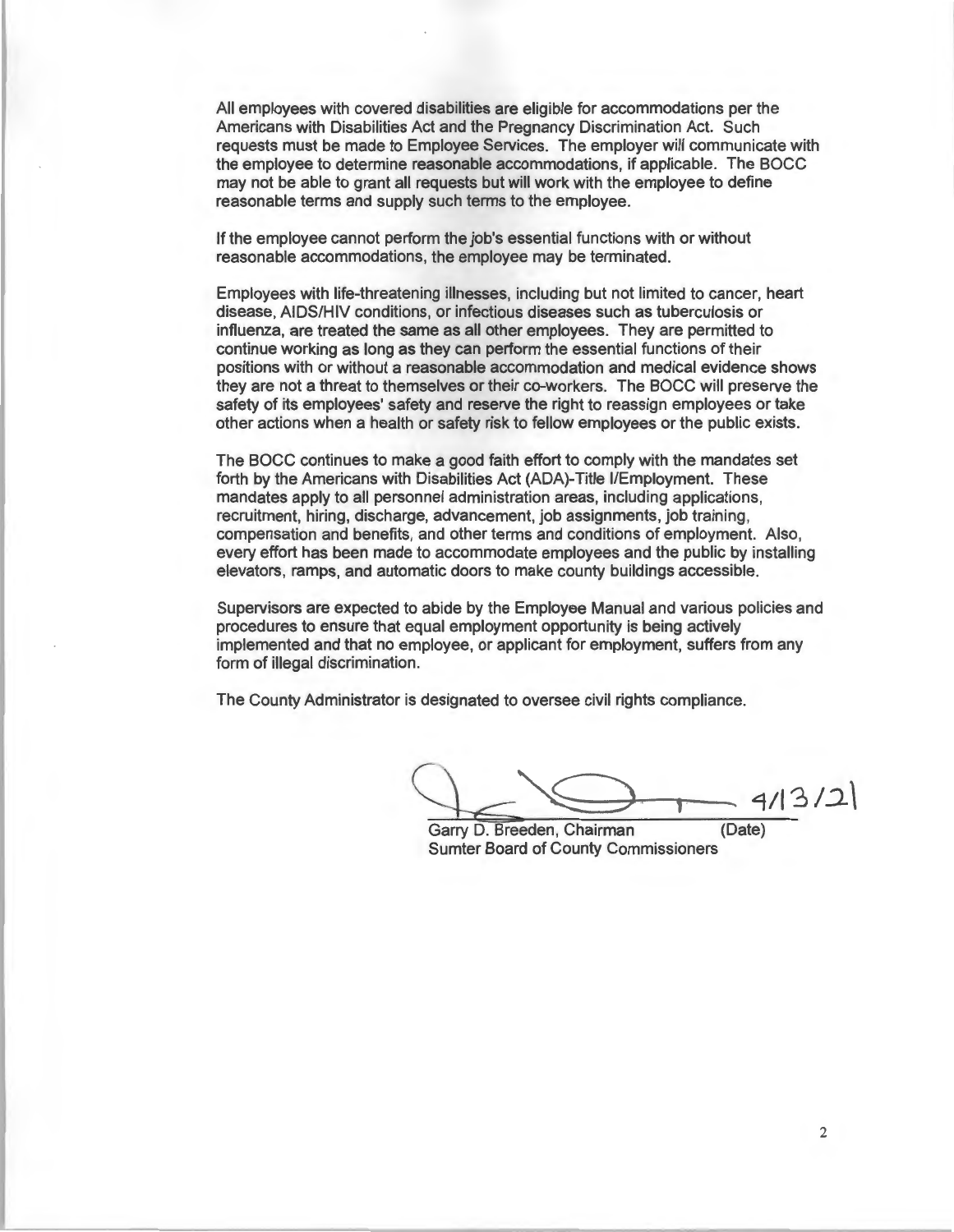All employees with covered disabilities are eligible for accommodations per the Americans with Disabilities Act and the Pregnancy Discrimination Act. Such requests must be made to Employee Services. The employer will communicate with the employee to determine reasonable accommodations, if applicable. The BOCC may not be able to grant all requests but will work with the employee to define reasonable terms and supply such terms to the employee.

If the employee cannot perform the job's essential functions with or without reasonable accommodations, the employee may be terminated.

Employees with life-threatening illnesses, including but not limited to cancer, heart disease, AIDS/HIV conditions, or infectious diseases such as tuberculosis or influenza, are treated the same as all other employees. They are permitted to continue working as long as they can perform the essential functions of their positions with or without a reasonable accommodation and medical evidence shows they are not a threat to themselves or their co-workers. The BOCC will preserve the safety of its employees' safety and reserve the right to reassign employees or take other actions when a health or safety risk to fellow employees or the public exists.

The BOCC continues to make a good faith effort to comply with the mandates set forth by the Americans with Disabilities Act (ADA)-Title I/Employment. These mandates apply to all personnel administration areas, including applications, recruitment, hiring, discharge, advancement, job assignments, job training, compensation and benefits, and other terms and conditions of employment. Also, every effort has been made to accommodate employees and the public by installing elevators, ramps, and automatic doors to make county buildings accessible.

Supervisors are expected to abide by the Employee Manual and various policies and procedures to ensure that equal employment opportunity is being actively implemented and that no employee, or applicant for employment, suffers from any form of illegal discrimination.

The County Administrator is designated to oversee civil rights compliance.

4/13/21

Garry D. Breeden, Chairman (Date)
Sumter Board of County Commissioners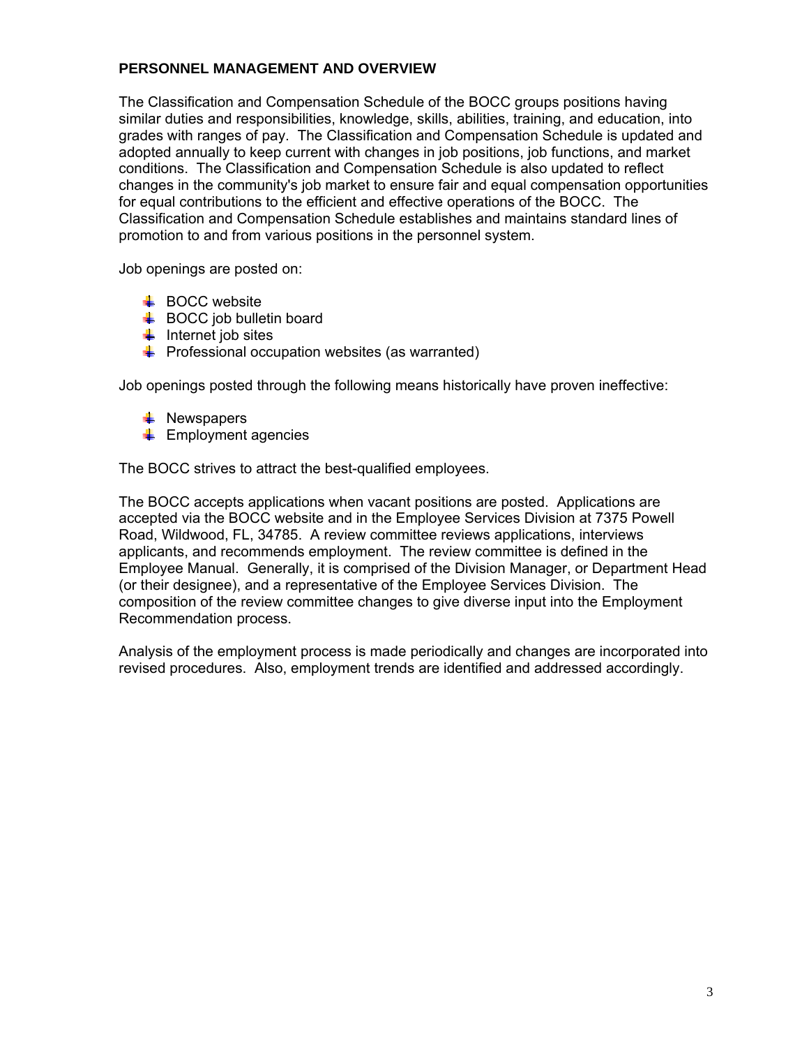## PERSONNEL MANAGEMENT AND OVERVIEW

The Classification and Compensation Schedule of the BOCC groups positions having similar duties and responsibilities, knowledge, skills, abilities, training, and education, into grades with ranges of pay. The Classification and Compensation Schedule is updated and adopted annually to keep current with changes in job positions, job functions, and market conditions. The Classification and Compensation Schedule is also updated to reflect changes in the community's job market to ensure fair and equal compensation opportunities for equal contributions to the efficient and effective operations of the BOCC. The Classification and Compensation Schedule establishes and maintains standard lines of promotion to and from various positions in the personnel system.

Job openings are posted on:

- BOCC website
- BOCC job bulletin board
- Internet job sites
- Professional occupation websites (as warranted)

Job openings posted through the following means historically have proven ineffective:

- Newspapers
- Employment agencies

The BOCC strives to attract the best-qualified employees.

The BOCC accepts applications when vacant positions are posted. Applications are accepted via the BOCC website and in the Employee Services Division at 7375 Powell Road, Wildwood, FL, 34785. A review committee reviews applications, interviews applicants, and recommends employment. The review committee is defined in the Employee Manual. Generally, it is comprised of the Division Manager, or Department Head (or their designee), and a representative of the Employee Services Division. The composition of the review committee changes to give diverse input into the Employment Recommendation process.

Analysis of the employment process is made periodically and changes are incorporated into revised procedures. Also, employment trends are identified and addressed accordingly.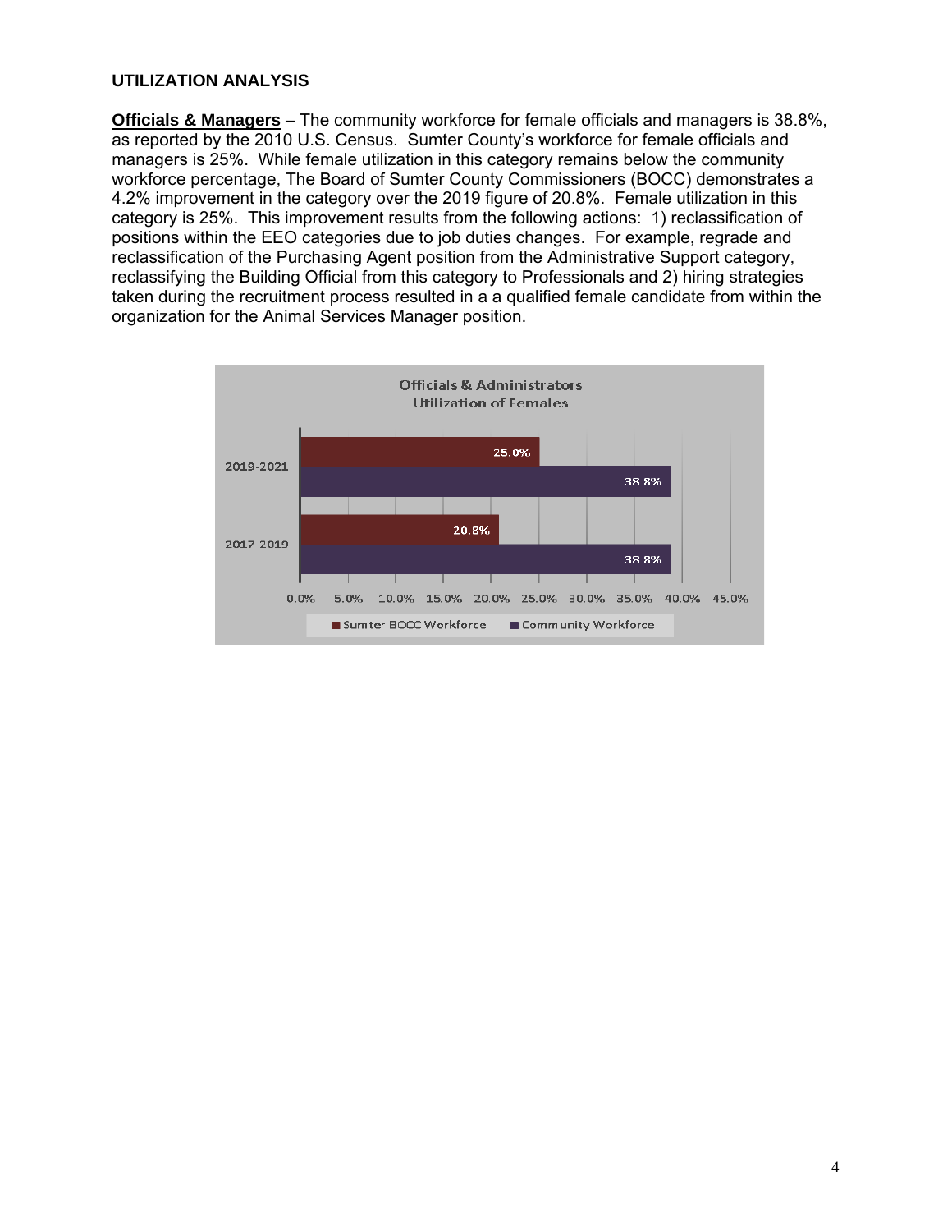## UTILIZATION ANALYSIS

**Officials & Managers** – The community workforce for female officials and managers is 38.8%, as reported by the 2010 U.S. Census. Sumter County's workforce for female officials and managers is 25%. While female utilization in this category remains below the community workforce percentage, The Board of Sumter County Commissioners (BOCC) demonstrates a 4.2% improvement in the category over the 2019 figure of 20.8%. Female utilization in this category is 25%. This improvement results from the following actions: 1) reclassification of positions within the EEO categories due to job duties changes. For example, regrade and reclassification of the Purchasing Agent position from the Administrative Support category, reclassifying the Building Official from this category to Professionals and 2) hiring strategies taken during the recruitment process resulted in a a qualified female candidate from within the organization for the Animal Services Manager position.

**Officials & Administrators**
**Utilization of Females**

| | Sumter BOCC Workforce | Community Workforce |
|---|---|---|
| 2019-2021 | 25.0% | 38.8% |
| 2017-2019 | 20.8% | 38.8% |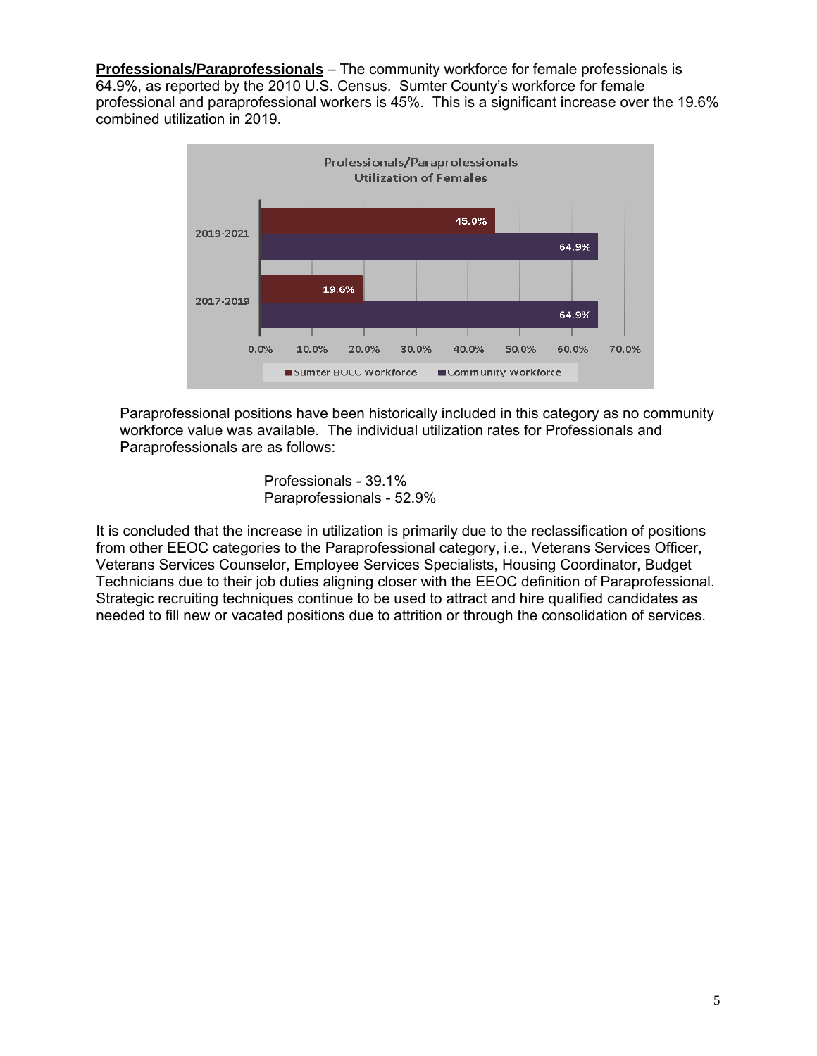**Professionals/Paraprofessionals** – The community workforce for female professionals is 64.9%, as reported by the 2010 U.S. Census. Sumter County's workforce for female professional and paraprofessional workers is 45%. This is a significant increase over the 19.6% combined utilization in 2019.

Professionals/Paraprofessionals
Utilization of Females

| | Sumter BOCC Workforce | Community Workforce |
|---|---|---|
| 2019-2021 | 45.0% | 64.9% |
| 2017-2019 | 19.6% | 64.9% |

Paraprofessional positions have been historically included in this category as no community workforce value was available. The individual utilization rates for Professionals and Paraprofessionals are as follows:

Professionals - 39.1%
Paraprofessionals - 52.9%

It is concluded that the increase in utilization is primarily due to the reclassification of positions from other EEOC categories to the Paraprofessional category, i.e., Veterans Services Officer, Veterans Services Counselor, Employee Services Specialists, Housing Coordinator, Budget Technicians due to their job duties aligning closer with the EEOC definition of Paraprofessional. Strategic recruiting techniques continue to be used to attract and hire qualified candidates as needed to fill new or vacated positions due to attrition or through the consolidation of services.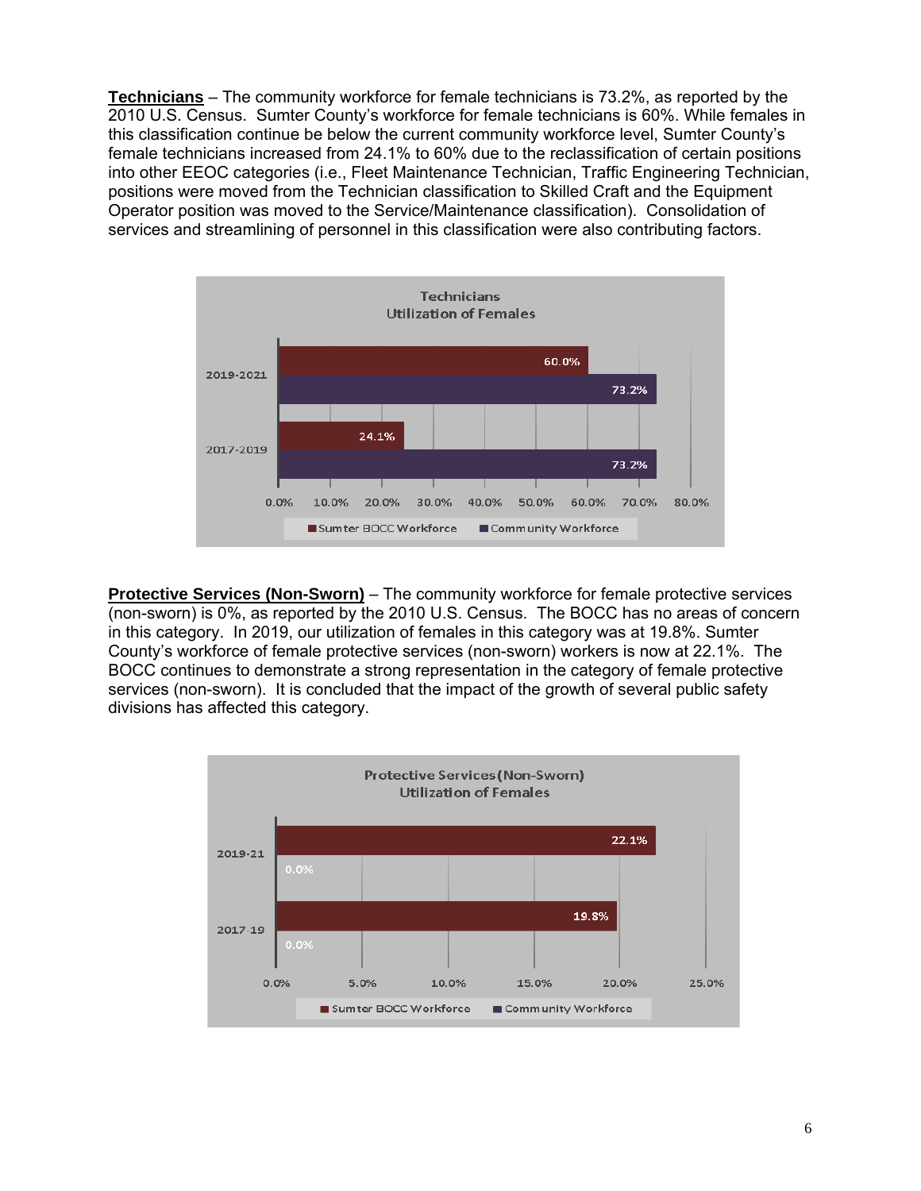**Technicians** – The community workforce for female technicians is 73.2%, as reported by the 2010 U.S. Census. Sumter County's workforce for female technicians is 60%. While females in this classification continue be below the current community workforce level, Sumter County's female technicians increased from 24.1% to 60% due to the reclassification of certain positions into other EEOC categories (i.e., Fleet Maintenance Technician, Traffic Engineering Technician, positions were moved from the Technician classification to Skilled Craft and the Equipment Operator position was moved to the Service/Maintenance classification). Consolidation of services and streamlining of personnel in this classification were also contributing factors.

**Technicians Utilization of Females**

| | Sumter BOCC Workforce | Community Workforce |
|---|---|---|
| 2019-2021 | 60.0% | 73.2% |
| 2017-2019 | 24.1% | 73.2% |

**Protective Services (Non-Sworn)** – The community workforce for female protective services (non-sworn) is 0%, as reported by the 2010 U.S. Census. The BOCC has no areas of concern in this category. In 2019, our utilization of females in this category was at 19.8%. Sumter County's workforce of female protective services (non-sworn) workers is now at 22.1%. The BOCC continues to demonstrate a strong representation in the category of female protective services (non-sworn). It is concluded that the impact of the growth of several public safety divisions has affected this category.

**Protective Services (Non-Sworn) Utilization of Females**

| | Sumter BOCC Workforce | Community Workforce |
|---|---|---|
| 2019-21 | 22.1% | 0.0% |
| 2017-19 | 19.8% | 0.0% |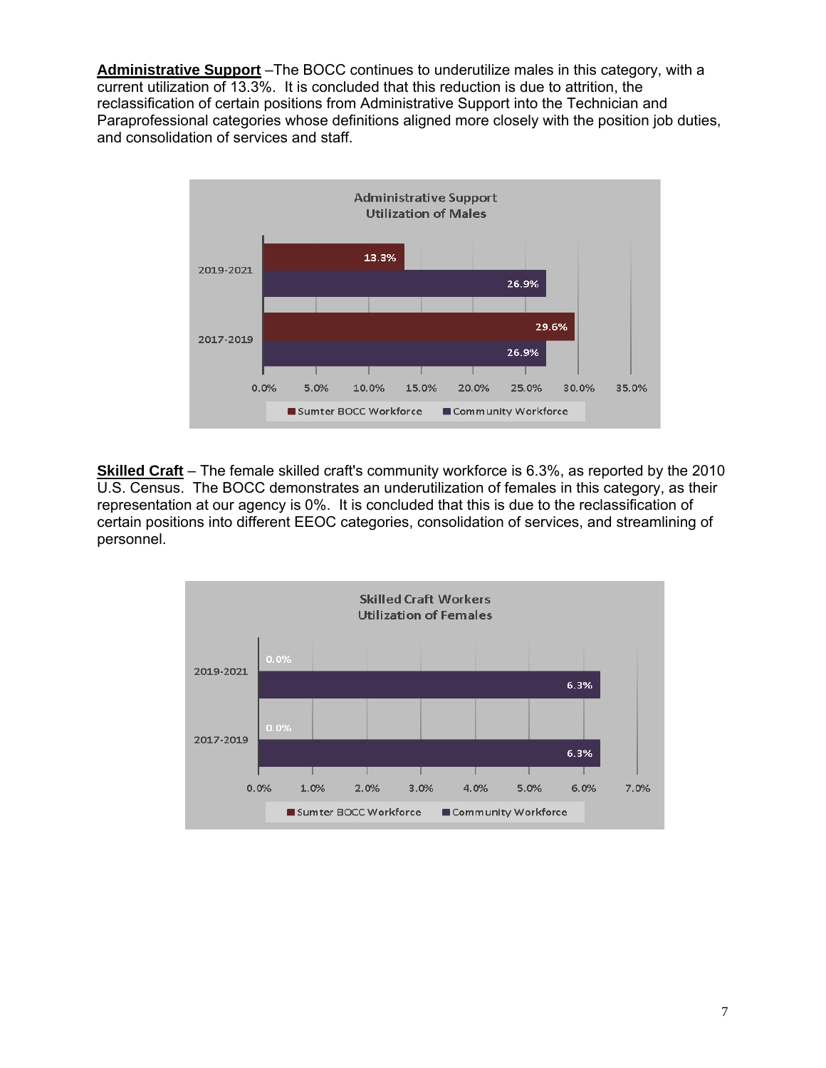**Administrative Support** –The BOCC continues to underutilize males in this category, with a current utilization of 13.3%. It is concluded that this reduction is due to attrition, the reclassification of certain positions from Administrative Support into the Technician and Paraprofessional categories whose definitions aligned more closely with the position job duties, and consolidation of services and staff.

Administrative Support
Utilization of Males

| | Sumter BOCC Workforce | Community Workforce |
|---|---|---|
| 2019-2021 | 13.3% | 26.9% |
| 2017-2019 | 29.6% | 26.9% |

**Skilled Craft** – The female skilled craft's community workforce is 6.3%, as reported by the 2010 U.S. Census. The BOCC demonstrates an underutilization of females in this category, as their representation at our agency is 0%. It is concluded that this is due to the reclassification of certain positions into different EEOC categories, consolidation of services, and streamlining of personnel.

Skilled Craft Workers
Utilization of Females

| | Sumter BOCC Workforce | Community Workforce |
|---|---|---|
| 2019-2021 | 0.0% | 6.3% |
| 2017-2019 | 0.0% | 6.3% |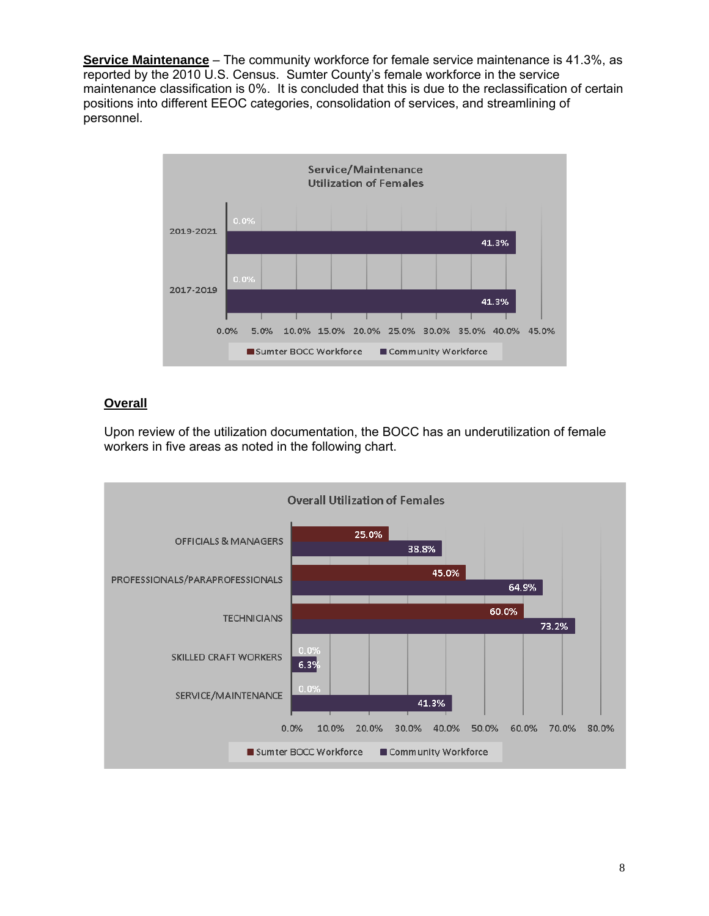**Service Maintenance** – The community workforce for female service maintenance is 41.3%, as reported by the 2010 U.S. Census. Sumter County's female workforce in the service maintenance classification is 0%. It is concluded that this is due to the reclassification of certain positions into different EEOC categories, consolidation of services, and streamlining of personnel.

**Service/Maintenance Utilization of Females**

| Period | Sumter BOCC Workforce | Community Workforce |
|---|---|---|
| 2019-2021 | 0.0% | 41.3% |
| 2017-2019 | 0.0% | 41.3% |

## Overall

Upon review of the utilization documentation, the BOCC has an underutilization of female workers in five areas as noted in the following chart.

**Overall Utilization of Females**

| Category | Sumter BOCC Workforce | Community Workforce |
|---|---|---|
| OFFICIALS & MANAGERS | 25.0% | 38.8% |
| PROFESSIONALS/PARAPROFESSIONALS | 45.0% | 64.9% |
| TECHNICIANS | 60.0% | 73.2% |
| SKILLED CRAFT WORKERS | 0.0% | 6.3% |
| SERVICE/MAINTENANCE | 0.0% | 41.3% |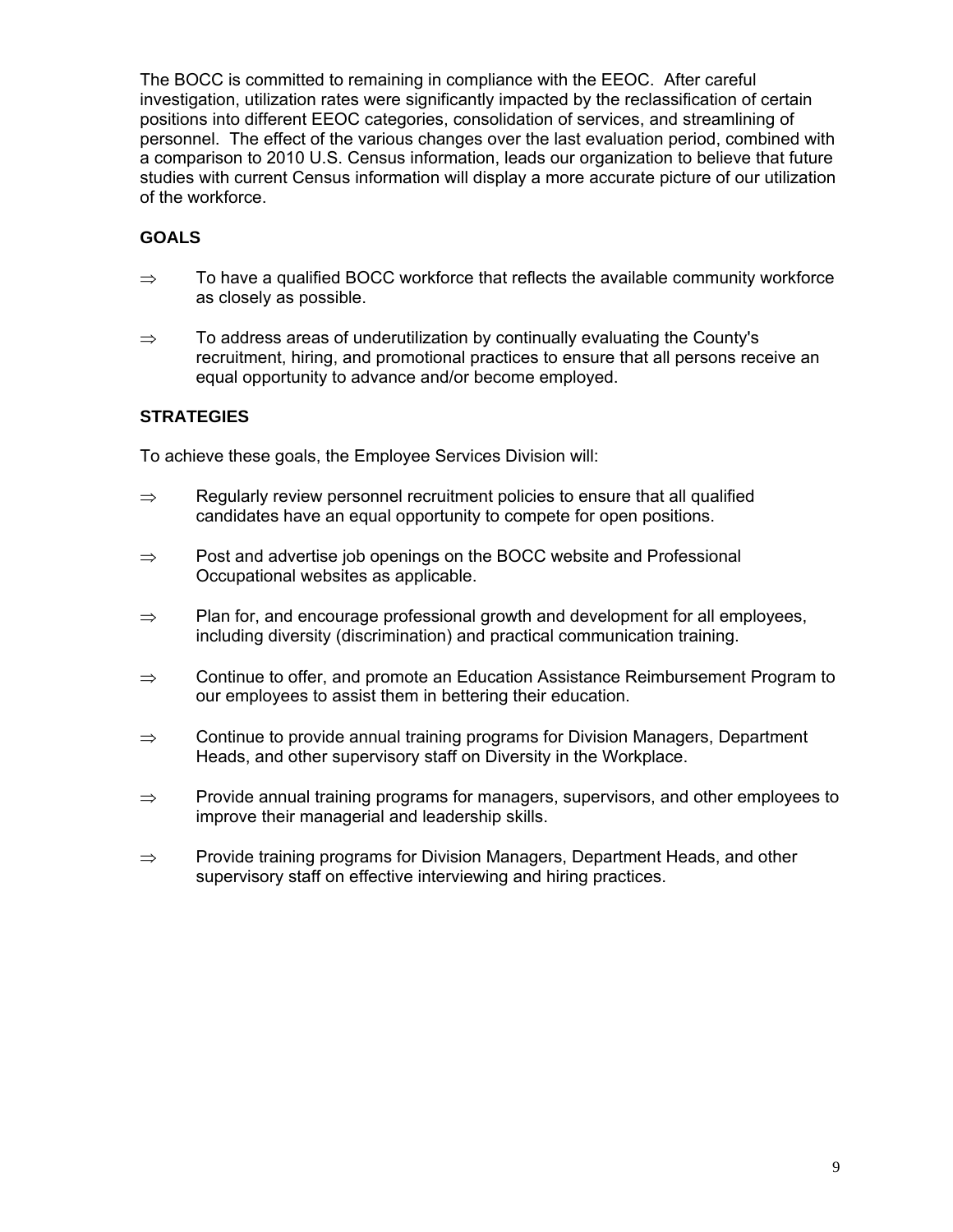The BOCC is committed to remaining in compliance with the EEOC. After careful investigation, utilization rates were significantly impacted by the reclassification of certain positions into different EEOC categories, consolidation of services, and streamlining of personnel. The effect of the various changes over the last evaluation period, combined with a comparison to 2010 U.S. Census information, leads our organization to believe that future studies with current Census information will display a more accurate picture of our utilization of the workforce.

## GOALS

⇒ To have a qualified BOCC workforce that reflects the available community workforce as closely as possible.

⇒ To address areas of underutilization by continually evaluating the County's recruitment, hiring, and promotional practices to ensure that all persons receive an equal opportunity to advance and/or become employed.

## STRATEGIES

To achieve these goals, the Employee Services Division will:

⇒ Regularly review personnel recruitment policies to ensure that all qualified candidates have an equal opportunity to compete for open positions.

⇒ Post and advertise job openings on the BOCC website and Professional Occupational websites as applicable.

⇒ Plan for, and encourage professional growth and development for all employees, including diversity (discrimination) and practical communication training.

⇒ Continue to offer, and promote an Education Assistance Reimbursement Program to our employees to assist them in bettering their education.

⇒ Continue to provide annual training programs for Division Managers, Department Heads, and other supervisory staff on Diversity in the Workplace.

⇒ Provide annual training programs for managers, supervisors, and other employees to improve their managerial and leadership skills.

⇒ Provide training programs for Division Managers, Department Heads, and other supervisory staff on effective interviewing and hiring practices.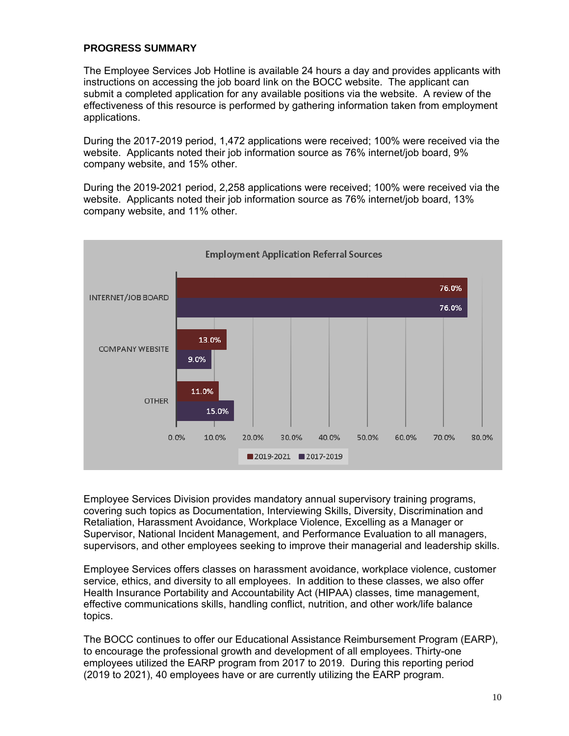**PROGRESS SUMMARY**

The Employee Services Job Hotline is available 24 hours a day and provides applicants with instructions on accessing the job board link on the BOCC website. The applicant can submit a completed application for any available positions via the website. A review of the effectiveness of this resource is performed by gathering information taken from employment applications.

During the 2017-2019 period, 1,472 applications were received; 100% were received via the website. Applicants noted their job information source as 76% internet/job board, 9% company website, and 15% other.

During the 2019-2021 period, 2,258 applications were received; 100% were received via the website. Applicants noted their job information source as 76% internet/job board, 13% company website, and 11% other.

**Employment Application Referral Sources**

| | 2019-2021 | 2017-2019 |
|---|---|---|
| INTERNET/JOB BOARD | 76.0% | 76.0% |
| COMPANY WEBSITE | 13.0% | 9.0% |
| OTHER | 11.0% | 15.0% |

Employee Services Division provides mandatory annual supervisory training programs, covering such topics as Documentation, Interviewing Skills, Diversity, Discrimination and Retaliation, Harassment Avoidance, Workplace Violence, Excelling as a Manager or Supervisor, National Incident Management, and Performance Evaluation to all managers, supervisors, and other employees seeking to improve their managerial and leadership skills.

Employee Services offers classes on harassment avoidance, workplace violence, customer service, ethics, and diversity to all employees. In addition to these classes, we also offer Health Insurance Portability and Accountability Act (HIPAA) classes, time management, effective communications skills, handling conflict, nutrition, and other work/life balance topics.

The BOCC continues to offer our Educational Assistance Reimbursement Program (EARP), to encourage the professional growth and development of all employees. Thirty-one employees utilized the EARP program from 2017 to 2019. During this reporting period (2019 to 2021), 40 employees have or are currently utilizing the EARP program.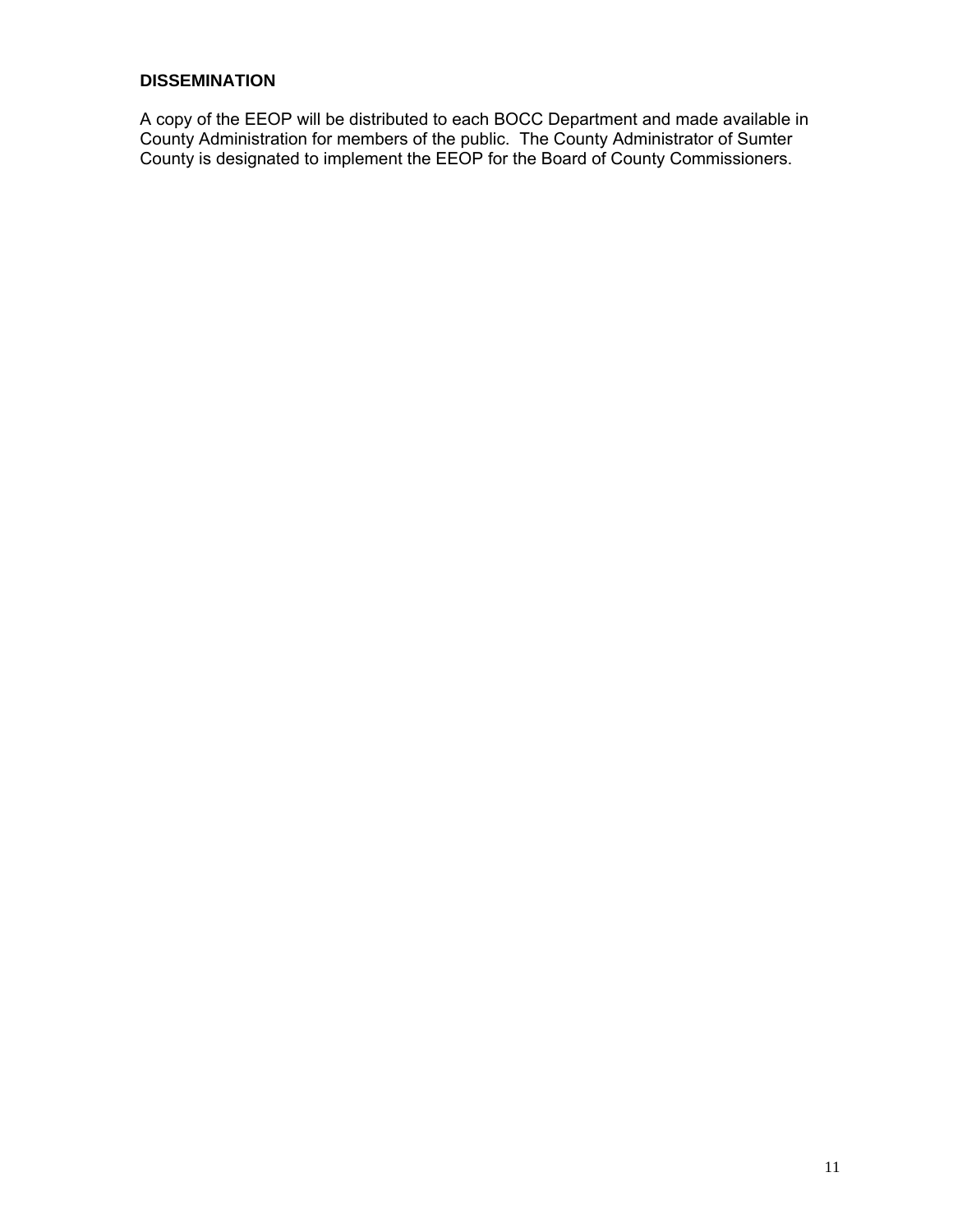**DISSEMINATION**

A copy of the EEOP will be distributed to each BOCC Department and made available in County Administration for members of the public. The County Administrator of Sumter County is designated to implement the EEOP for the Board of County Commissioners.